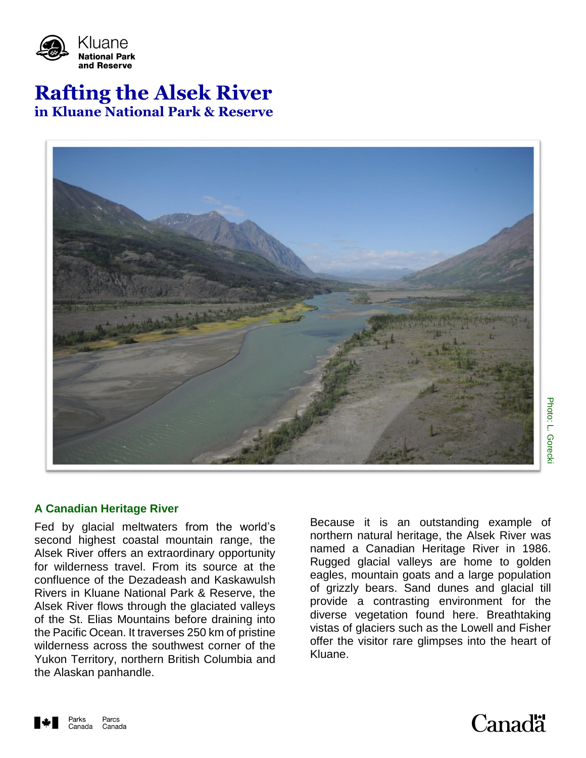Kluane National Park and Reserve

# Rafting the Alsek River
## in Kluane National Park & Reserve

Photo: L. Gorecki

### A Canadian Heritage River

Fed by glacial meltwaters from the world's second highest coastal mountain range, the Alsek River offers an extraordinary opportunity for wilderness travel. From its source at the confluence of the Dezadeash and Kaskawulsh Rivers in Kluane National Park & Reserve, the Alsek River flows through the glaciated valleys of the St. Elias Mountains before draining into the Pacific Ocean. It traverses 250 km of pristine wilderness across the southwest corner of the Yukon Territory, northern British Columbia and the Alaskan panhandle.

Because it is an outstanding example of northern natural heritage, the Alsek River was named a Canadian Heritage River in 1986. Rugged glacial valleys are home to golden eagles, mountain goats and a large population of grizzly bears. Sand dunes and glacial till provide a contrasting environment for the diverse vegetation found here. Breathtaking vistas of glaciers such as the Lowell and Fisher offer the visitor rare glimpses into the heart of Kluane.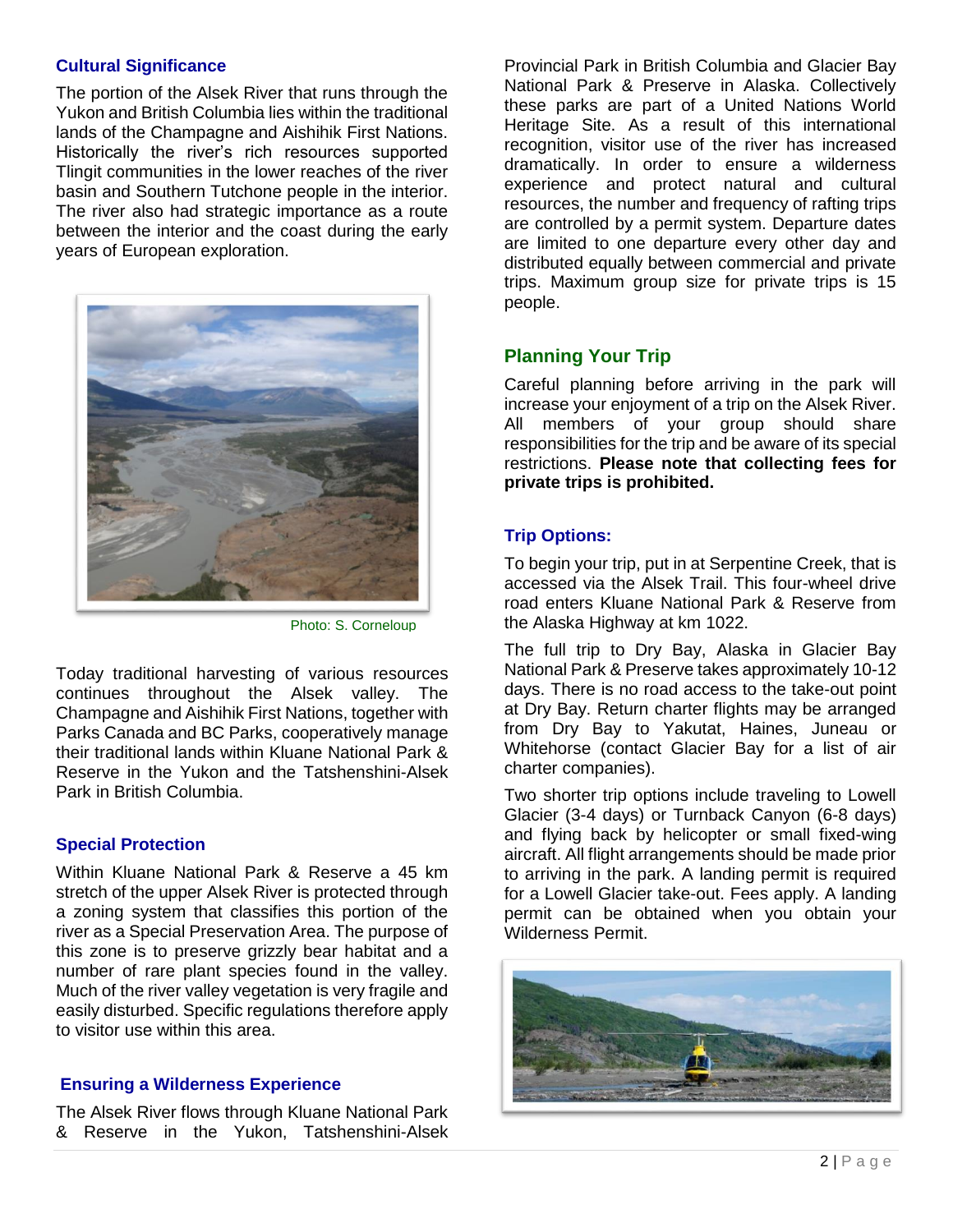### Cultural Significance

The portion of the Alsek River that runs through the Yukon and British Columbia lies within the traditional lands of the Champagne and Aishihik First Nations. Historically the river's rich resources supported Tlingit communities in the lower reaches of the river basin and Southern Tutchone people in the interior. The river also had strategic importance as a route between the interior and the coast during the early years of European exploration.

Photo: S. Corneloup

Today traditional harvesting of various resources continues throughout the Alsek valley. The Champagne and Aishihik First Nations, together with Parks Canada and BC Parks, cooperatively manage their traditional lands within Kluane National Park & Reserve in the Yukon and the Tatshenshini-Alsek Park in British Columbia.

### Special Protection

Within Kluane National Park & Reserve a 45 km stretch of the upper Alsek River is protected through a zoning system that classifies this portion of the river as a Special Preservation Area. The purpose of this zone is to preserve grizzly bear habitat and a number of rare plant species found in the valley. Much of the river valley vegetation is very fragile and easily disturbed. Specific regulations therefore apply to visitor use within this area.

### Ensuring a Wilderness Experience

The Alsek River flows through Kluane National Park & Reserve in the Yukon, Tatshenshini-Alsek Provincial Park in British Columbia and Glacier Bay National Park & Preserve in Alaska. Collectively these parks are part of a United Nations World Heritage Site. As a result of this international recognition, visitor use of the river has increased dramatically. In order to ensure a wilderness experience and protect natural and cultural resources, the number and frequency of rafting trips are controlled by a permit system. Departure dates are limited to one departure every other day and distributed equally between commercial and private trips. Maximum group size for private trips is 15 people.

## Planning Your Trip

Careful planning before arriving in the park will increase your enjoyment of a trip on the Alsek River. All members of your group should share responsibilities for the trip and be aware of its special restrictions. **Please note that collecting fees for private trips is prohibited.**

### Trip Options:

To begin your trip, put in at Serpentine Creek, that is accessed via the Alsek Trail. This four-wheel drive road enters Kluane National Park & Reserve from the Alaska Highway at km 1022.

The full trip to Dry Bay, Alaska in Glacier Bay National Park & Preserve takes approximately 10-12 days. There is no road access to the take-out point at Dry Bay. Return charter flights may be arranged from Dry Bay to Yakutat, Haines, Juneau or Whitehorse (contact Glacier Bay for a list of air charter companies).

Two shorter trip options include traveling to Lowell Glacier (3-4 days) or Turnback Canyon (6-8 days) and flying back by helicopter or small fixed-wing aircraft. All flight arrangements should be made prior to arriving in the park. A landing permit is required for a Lowell Glacier take-out. Fees apply. A landing permit can be obtained when you obtain your Wilderness Permit.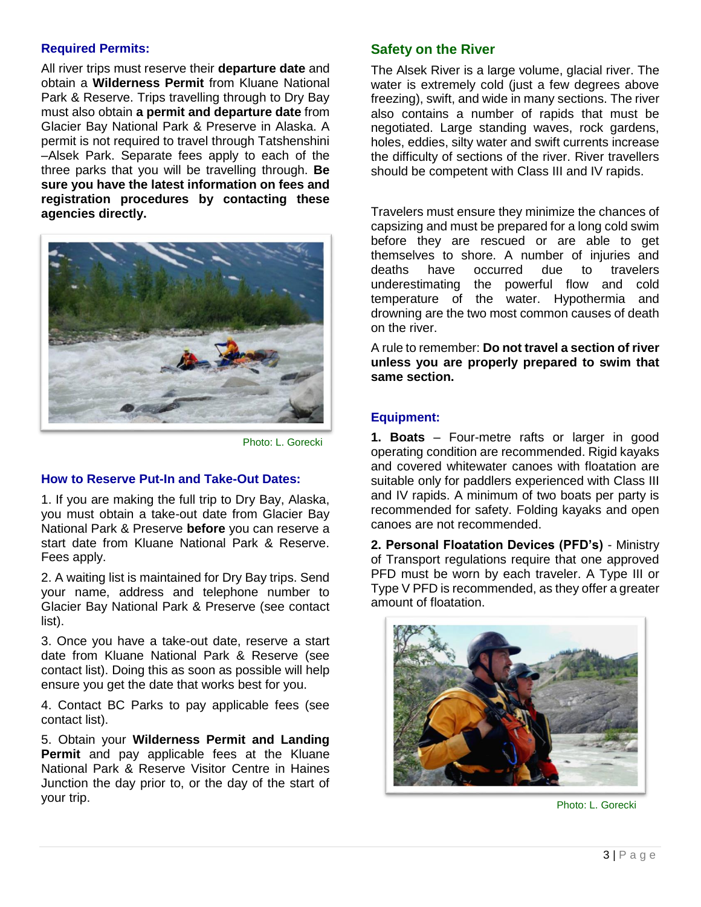### Required Permits:

All river trips must reserve their **departure date** and obtain a **Wilderness Permit** from Kluane National Park & Reserve. Trips travelling through to Dry Bay must also obtain **a permit and departure date** from Glacier Bay National Park & Preserve in Alaska. A permit is not required to travel through Tatshenshini –Alsek Park. Separate fees apply to each of the three parks that you will be travelling through. **Be sure you have the latest information on fees and registration procedures by contacting these agencies directly.**

Photo: L. Gorecki

### How to Reserve Put-In and Take-Out Dates:

1. If you are making the full trip to Dry Bay, Alaska, you must obtain a take-out date from Glacier Bay National Park & Preserve **before** you can reserve a start date from Kluane National Park & Reserve. Fees apply.

2. A waiting list is maintained for Dry Bay trips. Send your name, address and telephone number to Glacier Bay National Park & Preserve (see contact list).

3. Once you have a take-out date, reserve a start date from Kluane National Park & Reserve (see contact list). Doing this as soon as possible will help ensure you get the date that works best for you.

4. Contact BC Parks to pay applicable fees (see contact list).

5. Obtain your **Wilderness Permit and Landing Permit** and pay applicable fees at the Kluane National Park & Reserve Visitor Centre in Haines Junction the day prior to, or the day of the start of your trip.

## Safety on the River

The Alsek River is a large volume, glacial river. The water is extremely cold (just a few degrees above freezing), swift, and wide in many sections. The river also contains a number of rapids that must be negotiated. Large standing waves, rock gardens, holes, eddies, silty water and swift currents increase the difficulty of sections of the river. River travellers should be competent with Class III and IV rapids.

Travelers must ensure they minimize the chances of capsizing and must be prepared for a long cold swim before they are rescued or are able to get themselves to shore. A number of injuries and deaths have occurred due to travelers underestimating the powerful flow and cold temperature of the water. Hypothermia and drowning are the two most common causes of death on the river.

A rule to remember: **Do not travel a section of river unless you are properly prepared to swim that same section.**

### Equipment:

**1. Boats** – Four-metre rafts or larger in good operating condition are recommended. Rigid kayaks and covered whitewater canoes with floatation are suitable only for paddlers experienced with Class III and IV rapids. A minimum of two boats per party is recommended for safety. Folding kayaks and open canoes are not recommended.

**2. Personal Floatation Devices (PFD's)** - Ministry of Transport regulations require that one approved PFD must be worn by each traveler. A Type III or Type V PFD is recommended, as they offer a greater amount of floatation.

Photo: L. Gorecki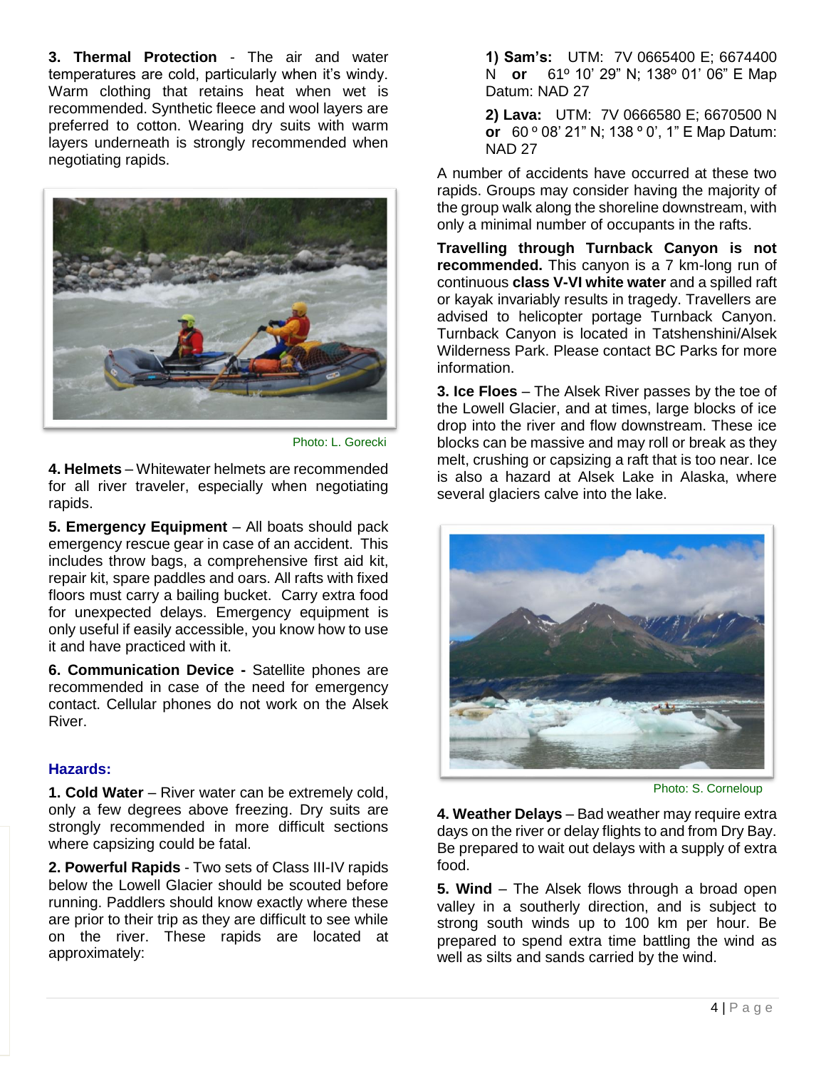**3. Thermal Protection** - The air and water temperatures are cold, particularly when it's windy. Warm clothing that retains heat when wet is recommended. Synthetic fleece and wool layers are preferred to cotton. Wearing dry suits with warm layers underneath is strongly recommended when negotiating rapids.

Photo: L. Gorecki

**4. Helmets** – Whitewater helmets are recommended for all river traveler, especially when negotiating rapids.

**5. Emergency Equipment** – All boats should pack emergency rescue gear in case of an accident. This includes throw bags, a comprehensive first aid kit, repair kit, spare paddles and oars. All rafts with fixed floors must carry a bailing bucket. Carry extra food for unexpected delays. Emergency equipment is only useful if easily accessible, you know how to use it and have practiced with it.

**6. Communication Device -** Satellite phones are recommended in case of the need for emergency contact. Cellular phones do not work on the Alsek River.

### Hazards:

**1. Cold Water** – River water can be extremely cold, only a few degrees above freezing. Dry suits are strongly recommended in more difficult sections where capsizing could be fatal.

**2. Powerful Rapids** - Two sets of Class III-IV rapids below the Lowell Glacier should be scouted before running. Paddlers should know exactly where these are prior to their trip as they are difficult to see while on the river. These rapids are located at approximately:

**1) Sam's:** UTM: 7V 0665400 E; 6674400 N **or** 61º 10' 29" N; 138º 01' 06" E Map Datum: NAD 27

**2) Lava:** UTM: 7V 0666580 E; 6670500 N **or** 60 º 08' 21" N; 138 º 0', 1" E Map Datum: NAD 27

A number of accidents have occurred at these two rapids. Groups may consider having the majority of the group walk along the shoreline downstream, with only a minimal number of occupants in the rafts.

**Travelling through Turnback Canyon is not recommended.** This canyon is a 7 km-long run of continuous **class V-VI white water** and a spilled raft or kayak invariably results in tragedy. Travellers are advised to helicopter portage Turnback Canyon. Turnback Canyon is located in Tatshenshini/Alsek Wilderness Park. Please contact BC Parks for more information.

**3. Ice Floes** – The Alsek River passes by the toe of the Lowell Glacier, and at times, large blocks of ice drop into the river and flow downstream. These ice blocks can be massive and may roll or break as they melt, crushing or capsizing a raft that is too near. Ice is also a hazard at Alsek Lake in Alaska, where several glaciers calve into the lake.

Photo: S. Corneloup

**4. Weather Delays** – Bad weather may require extra days on the river or delay flights to and from Dry Bay. Be prepared to wait out delays with a supply of extra food.

**5. Wind** – The Alsek flows through a broad open valley in a southerly direction, and is subject to strong south winds up to 100 km per hour. Be prepared to spend extra time battling the wind as well as silts and sands carried by the wind.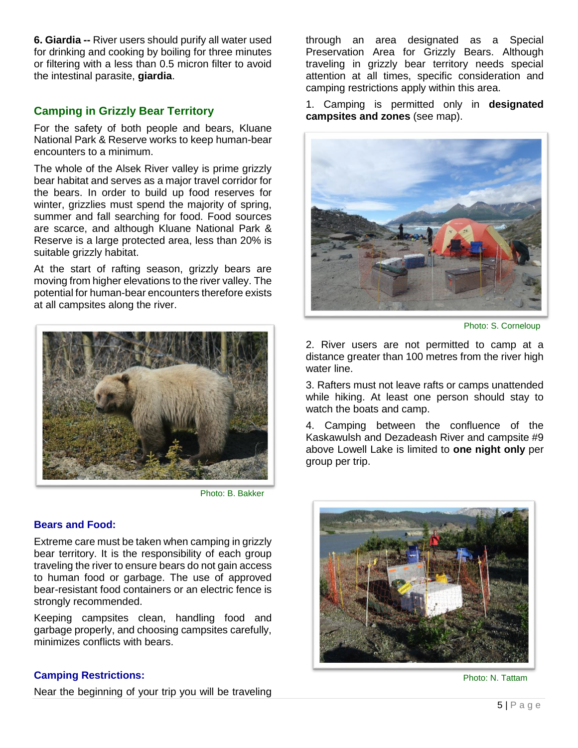**6. Giardia --** River users should purify all water used for drinking and cooking by boiling for three minutes or filtering with a less than 0.5 micron filter to avoid the intestinal parasite, **giardia**.

## Camping in Grizzly Bear Territory

For the safety of both people and bears, Kluane National Park & Reserve works to keep human-bear encounters to a minimum.

The whole of the Alsek River valley is prime grizzly bear habitat and serves as a major travel corridor for the bears. In order to build up food reserves for winter, grizzlies must spend the majority of spring, summer and fall searching for food. Food sources are scarce, and although Kluane National Park & Reserve is a large protected area, less than 20% is suitable grizzly habitat.

At the start of rafting season, grizzly bears are moving from higher elevations to the river valley. The potential for human-bear encounters therefore exists at all campsites along the river.

Photo: B. Bakker

### Bears and Food:

Extreme care must be taken when camping in grizzly bear territory. It is the responsibility of each group traveling the river to ensure bears do not gain access to human food or garbage. The use of approved bear-resistant food containers or an electric fence is strongly recommended.

Keeping campsites clean, handling food and garbage properly, and choosing campsites carefully, minimizes conflicts with bears.

### Camping Restrictions:

Near the beginning of your trip you will be traveling through an area designated as a Special Preservation Area for Grizzly Bears. Although traveling in grizzly bear territory needs special attention at all times, specific consideration and camping restrictions apply within this area.

1. Camping is permitted only in **designated campsites and zones** (see map).

Photo: S. Corneloup

2. River users are not permitted to camp at a distance greater than 100 metres from the river high water line.

3. Rafters must not leave rafts or camps unattended while hiking. At least one person should stay to watch the boats and camp.

4. Camping between the confluence of the Kaskawulsh and Dezadeash River and campsite #9 above Lowell Lake is limited to **one night only** per group per trip.

Photo: N. Tattam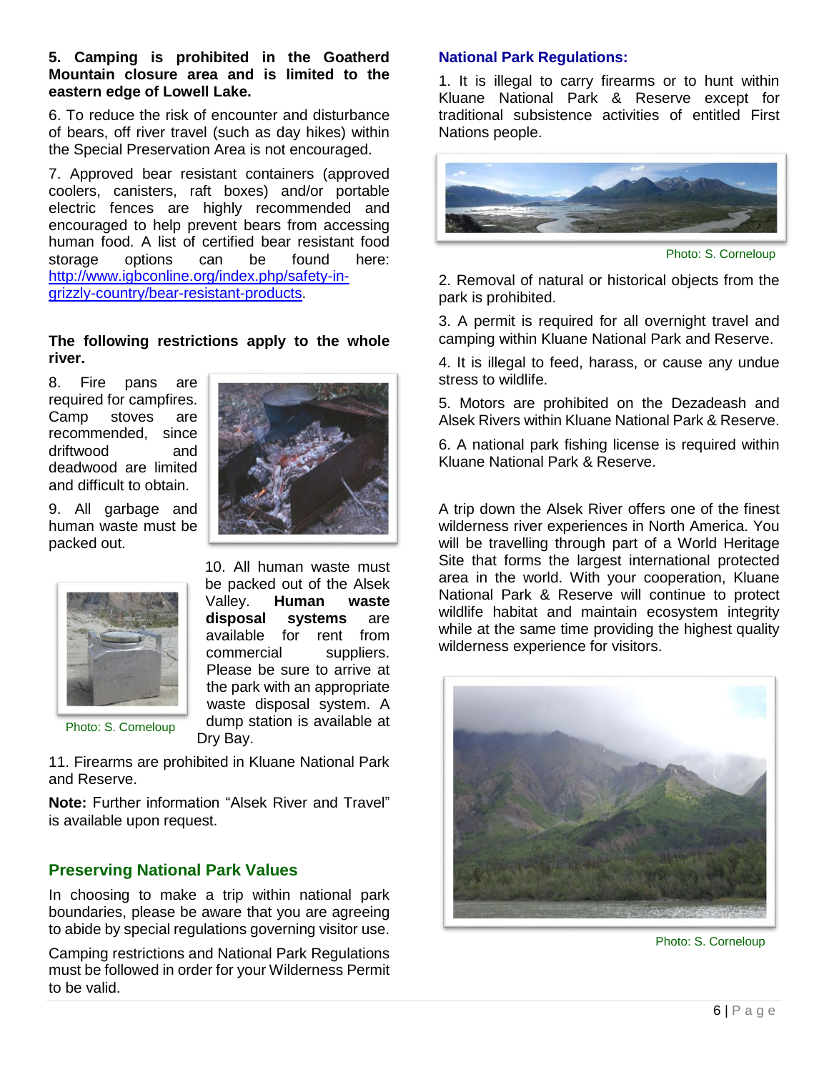**5. Camping is prohibited in the Goatherd Mountain closure area and is limited to the eastern edge of Lowell Lake.**

6. To reduce the risk of encounter and disturbance of bears, off river travel (such as day hikes) within the Special Preservation Area is not encouraged.

7. Approved bear resistant containers (approved coolers, canisters, raft boxes) and/or portable electric fences are highly recommended and encouraged to help prevent bears from accessing human food. A list of certified bear resistant food storage options can be found here: [http://www.igbconline.org/index.php/safety-in-grizzly-country/bear-resistant-products](http://www.igbconline.org/index.php/safety-in-grizzly-country/bear-resistant-products).

**The following restrictions apply to the whole river.**

8. Fire pans are required for campfires. Camp stoves are recommended, since driftwood and deadwood are limited and difficult to obtain.

9. All garbage and human waste must be packed out.

Photo: S. Corneloup

10. All human waste must be packed out of the Alsek Valley. **Human waste disposal systems** are available for rent from commercial suppliers. Please be sure to arrive at the park with an appropriate waste disposal system. A dump station is available at Dry Bay.

11. Firearms are prohibited in Kluane National Park and Reserve.

**Note:** Further information "Alsek River and Travel" is available upon request.

## Preserving National Park Values

In choosing to make a trip within national park boundaries, please be aware that you are agreeing to abide by special regulations governing visitor use.

Camping restrictions and National Park Regulations must be followed in order for your Wilderness Permit to be valid.

## National Park Regulations:

1. It is illegal to carry firearms or to hunt within Kluane National Park & Reserve except for traditional subsistence activities of entitled First Nations people.

Photo: S. Corneloup

2. Removal of natural or historical objects from the park is prohibited.

3. A permit is required for all overnight travel and camping within Kluane National Park and Reserve.

4. It is illegal to feed, harass, or cause any undue stress to wildlife.

5. Motors are prohibited on the Dezadeash and Alsek Rivers within Kluane National Park & Reserve.

6. A national park fishing license is required within Kluane National Park & Reserve.

A trip down the Alsek River offers one of the finest wilderness river experiences in North America. You will be travelling through part of a World Heritage Site that forms the largest international protected area in the world. With your cooperation, Kluane National Park & Reserve will continue to protect wildlife habitat and maintain ecosystem integrity while at the same time providing the highest quality wilderness experience for visitors.

Photo: S. Corneloup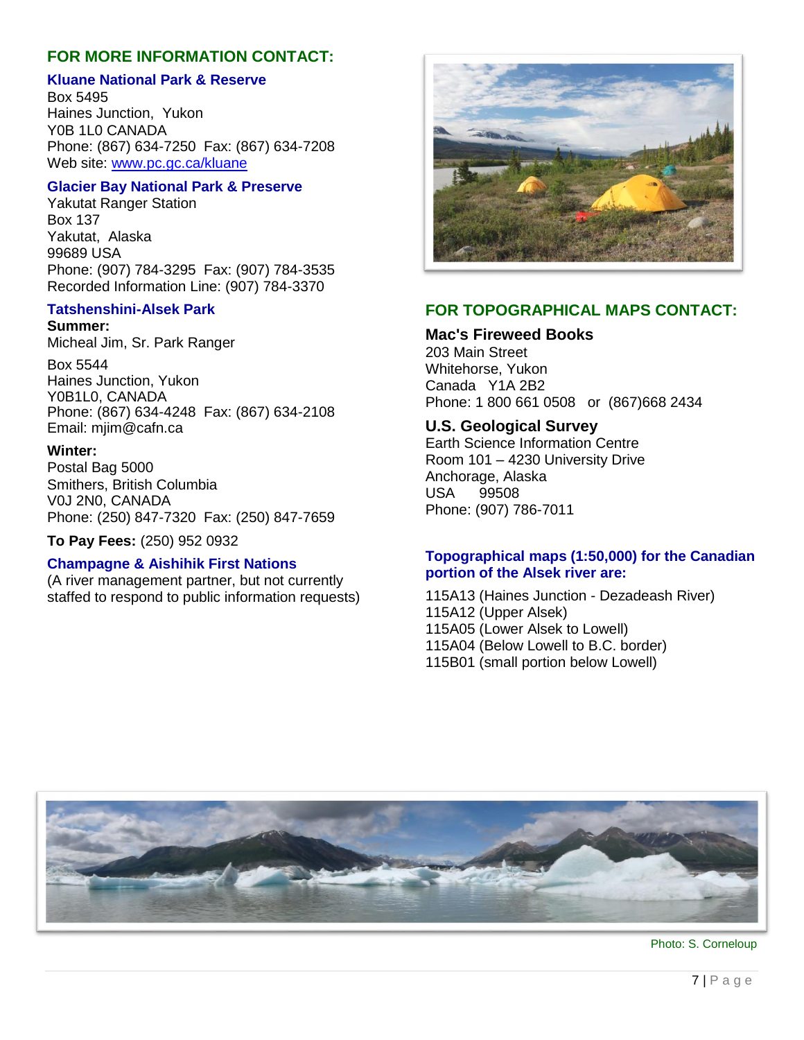## FOR MORE INFORMATION CONTACT:

### Kluane National Park & Reserve

Box 5495
Haines Junction, Yukon
Y0B 1L0 CANADA
Phone: (867) 634-7250 Fax: (867) 634-7208
Web site: www.pc.gc.ca/kluane

### Glacier Bay National Park & Preserve

Yakutat Ranger Station
Box 137
Yakutat, Alaska
99689 USA
Phone: (907) 784-3295 Fax: (907) 784-3535
Recorded Information Line: (907) 784-3370

### Tatshenshini-Alsek Park

**Summer:**
Micheal Jim, Sr. Park Ranger

Box 5544
Haines Junction, Yukon
Y0B1L0, CANADA
Phone: (867) 634-4248 Fax: (867) 634-2108
Email: mjim@cafn.ca

**Winter:**
Postal Bag 5000
Smithers, British Columbia
V0J 2N0, CANADA
Phone: (250) 847-7320 Fax: (250) 847-7659

**To Pay Fees:** (250) 952 0932

### Champagne & Aishihik First Nations

(A river management partner, but not currently staffed to respond to public information requests)

## FOR TOPOGRAPHICAL MAPS CONTACT:

### Mac's Fireweed Books

203 Main Street
Whitehorse, Yukon
Canada Y1A 2B2
Phone: 1 800 661 0508 or (867)668 2434

### U.S. Geological Survey

Earth Science Information Centre
Room 101 – 4230 University Drive
Anchorage, Alaska
USA 99508
Phone: (907) 786-7011

### Topographical maps (1:50,000) for the Canadian portion of the Alsek river are:

115A13 (Haines Junction - Dezadeash River)
115A12 (Upper Alsek)
115A05 (Lower Alsek to Lowell)
115A04 (Below Lowell to B.C. border)
115B01 (small portion below Lowell)

Photo: S. Corneloup